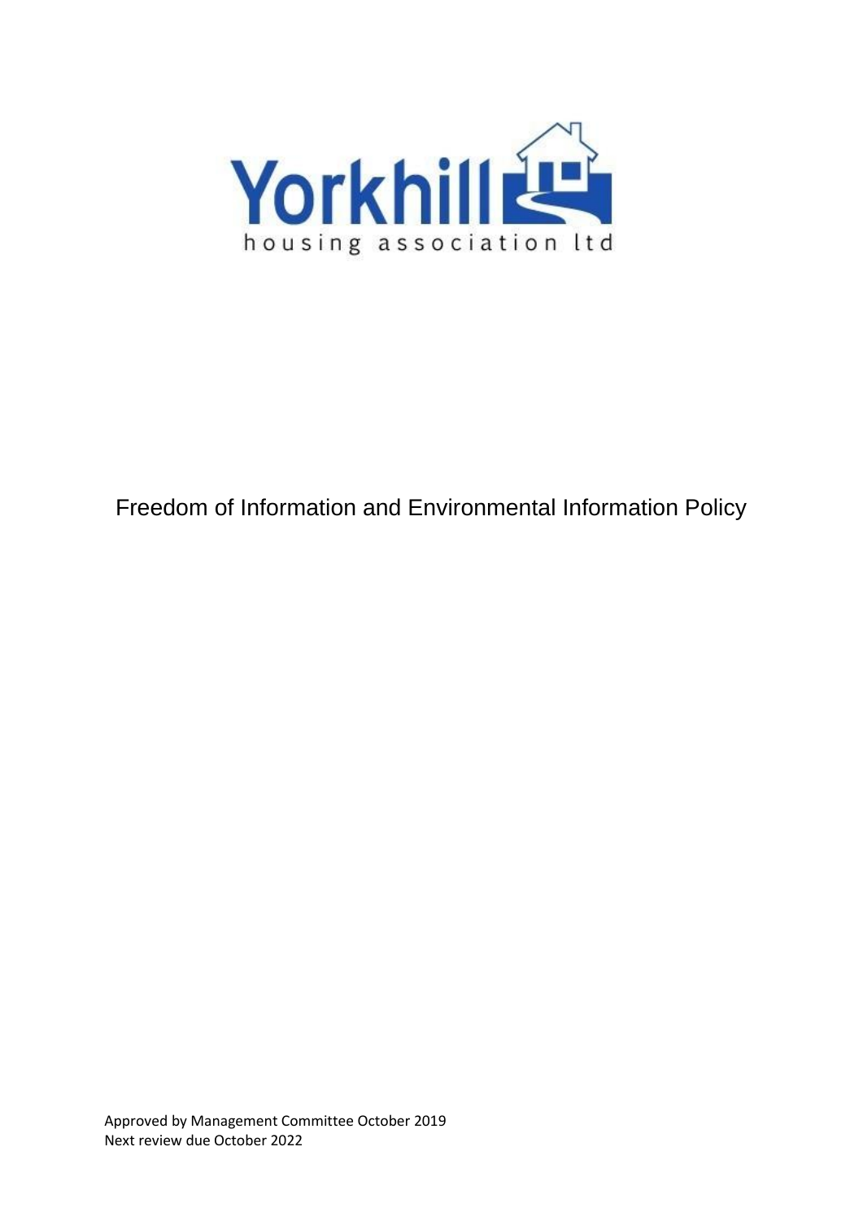Yorkhill

housing association ltd

# Freedom of Information and Environmental Information Policy

Approved by Management Committee October 2019
Next review due October 2022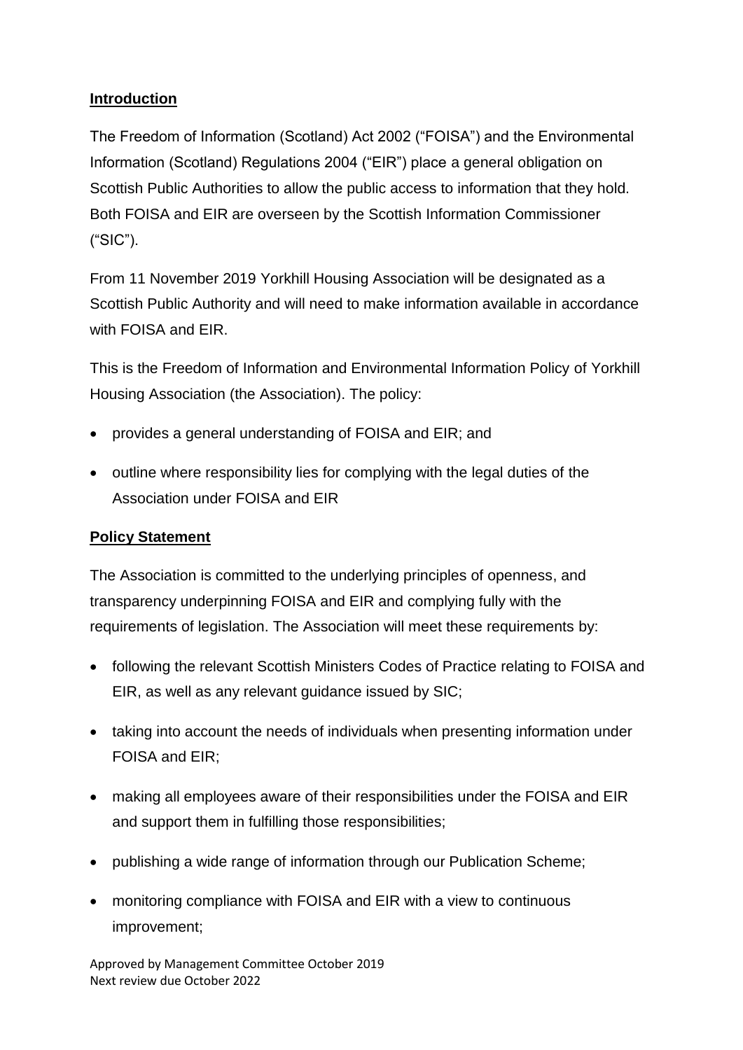**Introduction**

The Freedom of Information (Scotland) Act 2002 ("FOISA") and the Environmental Information (Scotland) Regulations 2004 ("EIR") place a general obligation on Scottish Public Authorities to allow the public access to information that they hold. Both FOISA and EIR are overseen by the Scottish Information Commissioner ("SIC").

From 11 November 2019 Yorkhill Housing Association will be designated as a Scottish Public Authority and will need to make information available in accordance with FOISA and EIR.

This is the Freedom of Information and Environmental Information Policy of Yorkhill Housing Association (the Association). The policy:

- provides a general understanding of FOISA and EIR; and
- outline where responsibility lies for complying with the legal duties of the Association under FOISA and EIR

**Policy Statement**

The Association is committed to the underlying principles of openness, and transparency underpinning FOISA and EIR and complying fully with the requirements of legislation. The Association will meet these requirements by:

- following the relevant Scottish Ministers Codes of Practice relating to FOISA and EIR, as well as any relevant guidance issued by SIC;
- taking into account the needs of individuals when presenting information under FOISA and EIR;
- making all employees aware of their responsibilities under the FOISA and EIR and support them in fulfilling those responsibilities;
- publishing a wide range of information through our Publication Scheme;
- monitoring compliance with FOISA and EIR with a view to continuous improvement;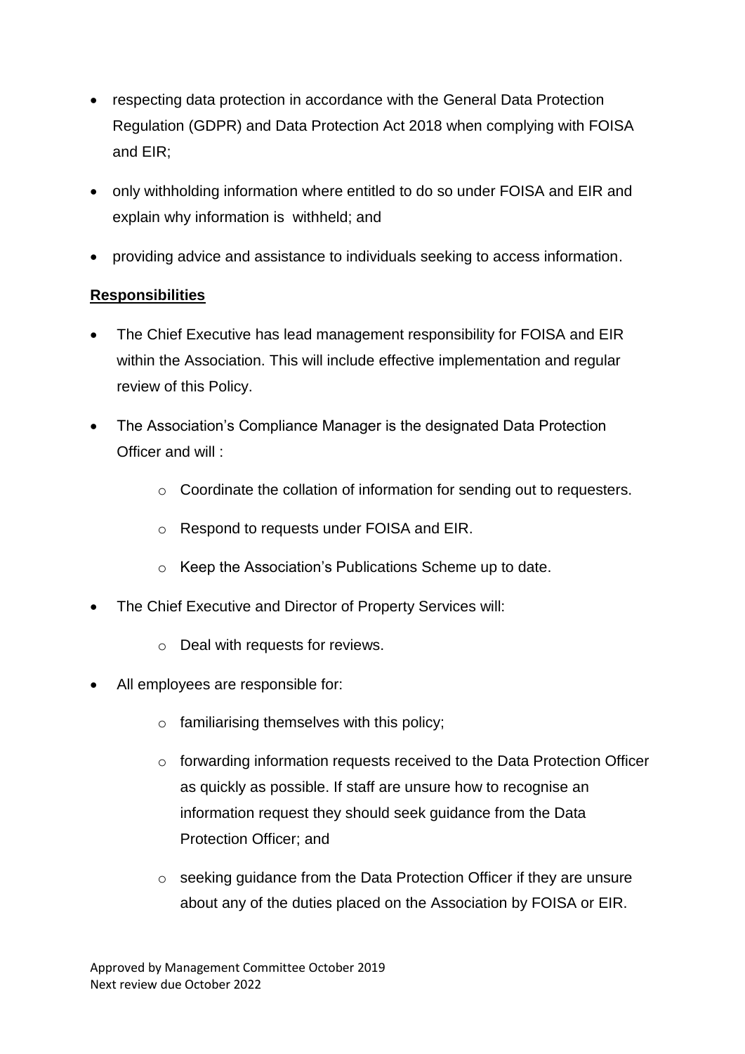- respecting data protection in accordance with the General Data Protection Regulation (GDPR) and Data Protection Act 2018 when complying with FOISA and EIR;
- only withholding information where entitled to do so under FOISA and EIR and explain why information is withheld; and
- providing advice and assistance to individuals seeking to access information.

**Responsibilities**

- The Chief Executive has lead management responsibility for FOISA and EIR within the Association. This will include effective implementation and regular review of this Policy.
- The Association's Compliance Manager is the designated Data Protection Officer and will :
    - Coordinate the collation of information for sending out to requesters.
    - Respond to requests under FOISA and EIR.
    - Keep the Association's Publications Scheme up to date.
- The Chief Executive and Director of Property Services will:
    - Deal with requests for reviews.
- All employees are responsible for:
    - familiarising themselves with this policy;
    - forwarding information requests received to the Data Protection Officer as quickly as possible. If staff are unsure how to recognise an information request they should seek guidance from the Data Protection Officer; and
    - seeking guidance from the Data Protection Officer if they are unsure about any of the duties placed on the Association by FOISA or EIR.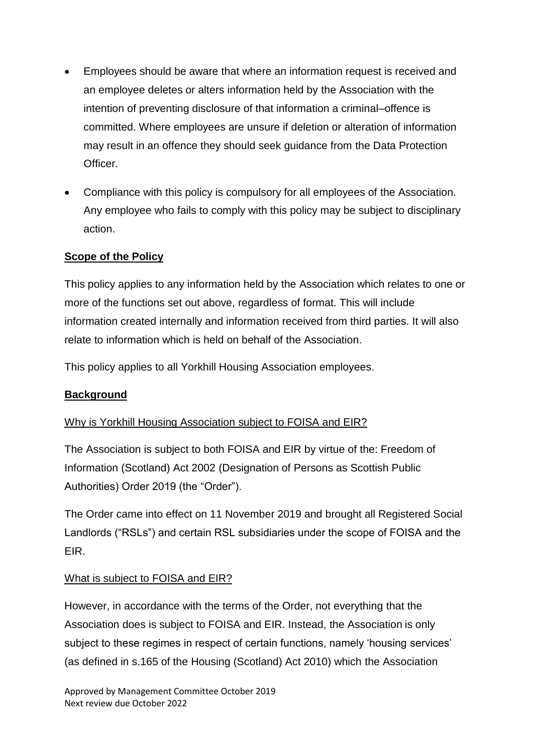- Employees should be aware that where an information request is received and an employee deletes or alters information held by the Association with the intention of preventing disclosure of that information a criminal–offence is committed. Where employees are unsure if deletion or alteration of information may result in an offence they should seek guidance from the Data Protection Officer.
- Compliance with this policy is compulsory for all employees of the Association. Any employee who fails to comply with this policy may be subject to disciplinary action.

## Scope of the Policy

This policy applies to any information held by the Association which relates to one or more of the functions set out above, regardless of format. This will include information created internally and information received from third parties. It will also relate to information which is held on behalf of the Association.

This policy applies to all Yorkhill Housing Association employees.

## Background

### Why is Yorkhill Housing Association subject to FOISA and EIR?

The Association is subject to both FOISA and EIR by virtue of the: Freedom of Information (Scotland) Act 2002 (Designation of Persons as Scottish Public Authorities) Order 2019 (the "Order").

The Order came into effect on 11 November 2019 and brought all Registered Social Landlords ("RSLs") and certain RSL subsidiaries under the scope of FOISA and the EIR.

### What is subject to FOISA and EIR?

However, in accordance with the terms of the Order, not everything that the Association does is subject to FOISA and EIR. Instead, the Association is only subject to these regimes in respect of certain functions, namely 'housing services' (as defined in s.165 of the Housing (Scotland) Act 2010) which the Association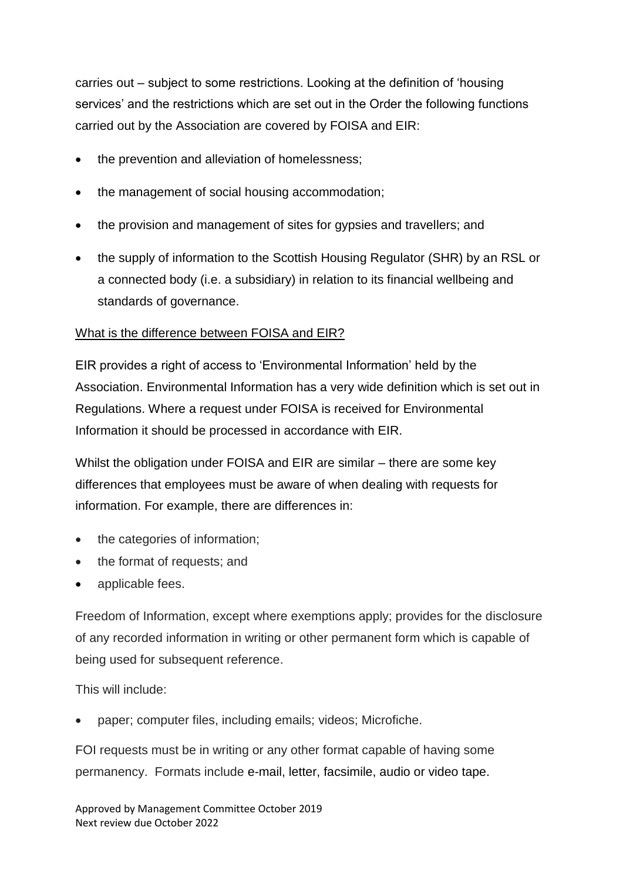carries out – subject to some restrictions. Looking at the definition of 'housing services' and the restrictions which are set out in the Order the following functions carried out by the Association are covered by FOISA and EIR:

- the prevention and alleviation of homelessness;
- the management of social housing accommodation;
- the provision and management of sites for gypsies and travellers; and
- the supply of information to the Scottish Housing Regulator (SHR) by an RSL or a connected body (i.e. a subsidiary) in relation to its financial wellbeing and standards of governance.

<u>What is the difference between FOISA and EIR?</u>

EIR provides a right of access to 'Environmental Information' held by the Association. Environmental Information has a very wide definition which is set out in Regulations. Where a request under FOISA is received for Environmental Information it should be processed in accordance with EIR.

Whilst the obligation under FOISA and EIR are similar – there are some key differences that employees must be aware of when dealing with requests for information. For example, there are differences in:

- the categories of information;
- the format of requests; and
- applicable fees.

Freedom of Information, except where exemptions apply; provides for the disclosure of any recorded information in writing or other permanent form which is capable of being used for subsequent reference.

This will include:

- paper; computer files, including emails; videos; Microfiche.

FOI requests must be in writing or any other format capable of having some permanency. Formats include e-mail, letter, facsimile, audio or video tape.

Approved by Management Committee October 2019
Next review due October 2022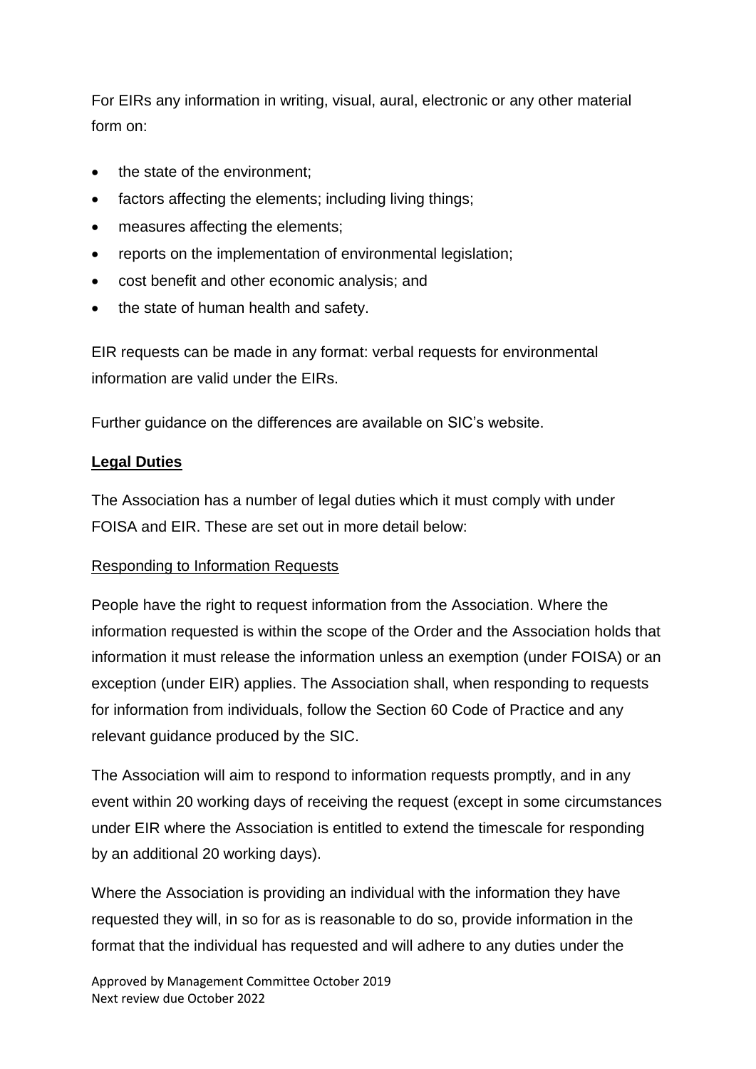For EIRs any information in writing, visual, aural, electronic or any other material form on:

- the state of the environment;
- factors affecting the elements; including living things;
- measures affecting the elements;
- reports on the implementation of environmental legislation;
- cost benefit and other economic analysis; and
- the state of human health and safety.

EIR requests can be made in any format: verbal requests for environmental information are valid under the EIRs.

Further guidance on the differences are available on SIC's website.

**Legal Duties**

The Association has a number of legal duties which it must comply with under FOISA and EIR. These are set out in more detail below:

Responding to Information Requests

People have the right to request information from the Association. Where the information requested is within the scope of the Order and the Association holds that information it must release the information unless an exemption (under FOISA) or an exception (under EIR) applies. The Association shall, when responding to requests for information from individuals, follow the Section 60 Code of Practice and any relevant guidance produced by the SIC.

The Association will aim to respond to information requests promptly, and in any event within 20 working days of receiving the request (except in some circumstances under EIR where the Association is entitled to extend the timescale for responding by an additional 20 working days).

Where the Association is providing an individual with the information they have requested they will, in so for as is reasonable to do so, provide information in the format that the individual has requested and will adhere to any duties under the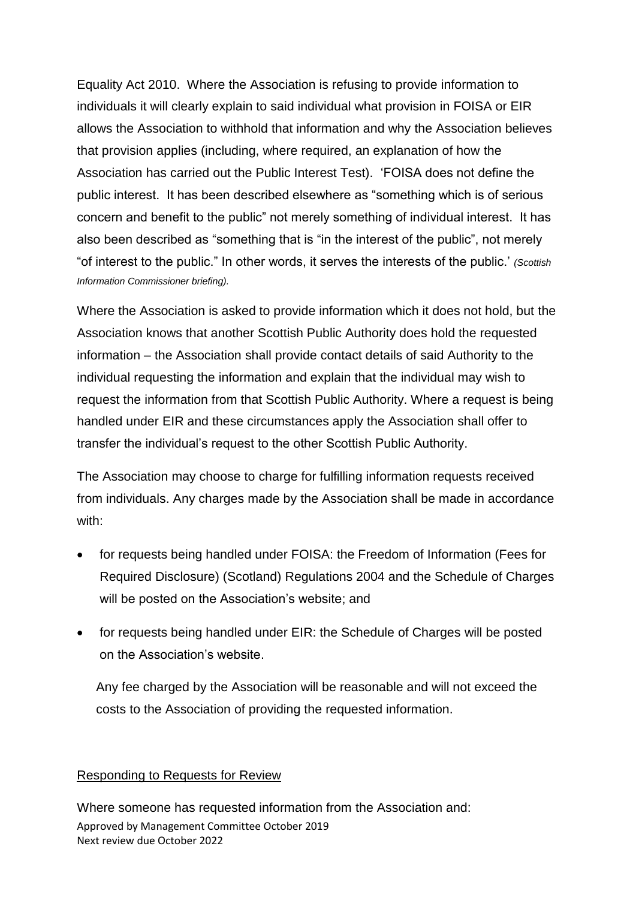Equality Act 2010. Where the Association is refusing to provide information to individuals it will clearly explain to said individual what provision in FOISA or EIR allows the Association to withhold that information and why the Association believes that provision applies (including, where required, an explanation of how the Association has carried out the Public Interest Test). 'FOISA does not define the public interest. It has been described elsewhere as "something which is of serious concern and benefit to the public" not merely something of individual interest. It has also been described as "something that is "in the interest of the public", not merely "of interest to the public." In other words, it serves the interests of the public.' *(Scottish Information Commissioner briefing).*

Where the Association is asked to provide information which it does not hold, but the Association knows that another Scottish Public Authority does hold the requested information – the Association shall provide contact details of said Authority to the individual requesting the information and explain that the individual may wish to request the information from that Scottish Public Authority. Where a request is being handled under EIR and these circumstances apply the Association shall offer to transfer the individual's request to the other Scottish Public Authority.

The Association may choose to charge for fulfilling information requests received from individuals. Any charges made by the Association shall be made in accordance with:

- for requests being handled under FOISA: the Freedom of Information (Fees for Required Disclosure) (Scotland) Regulations 2004 and the Schedule of Charges will be posted on the Association's website; and
- for requests being handled under EIR: the Schedule of Charges will be posted on the Association's website.

Any fee charged by the Association will be reasonable and will not exceed the costs to the Association of providing the requested information.

## Responding to Requests for Review

Where someone has requested information from the Association and: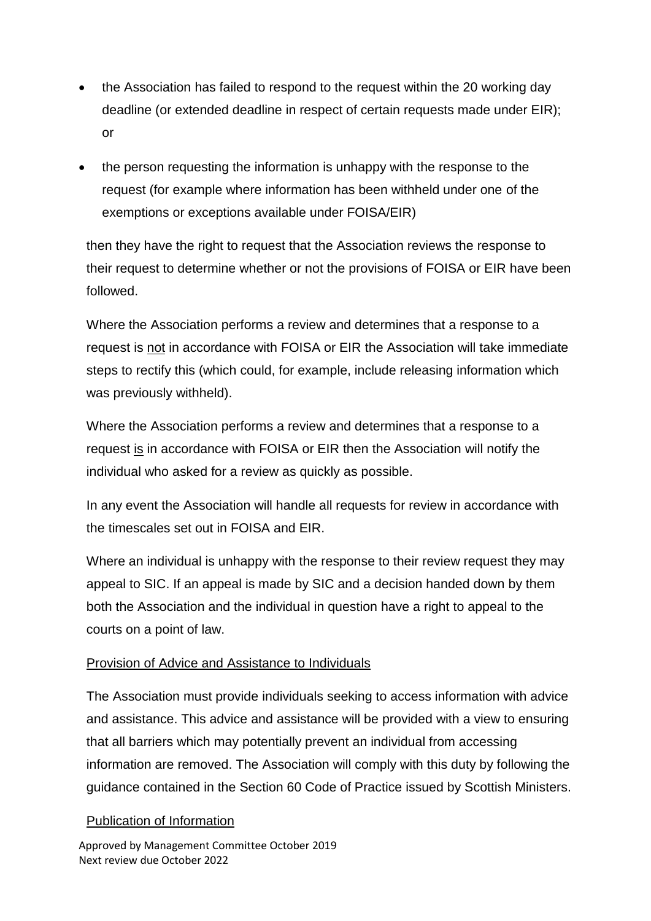- the Association has failed to respond to the request within the 20 working day deadline (or extended deadline in respect of certain requests made under EIR); or
- the person requesting the information is unhappy with the response to the request (for example where information has been withheld under one of the exemptions or exceptions available under FOISA/EIR)

then they have the right to request that the Association reviews the response to their request to determine whether or not the provisions of FOISA or EIR have been followed.

Where the Association performs a review and determines that a response to a request is <u>not</u> in accordance with FOISA or EIR the Association will take immediate steps to rectify this (which could, for example, include releasing information which was previously withheld).

Where the Association performs a review and determines that a response to a request <u>is</u> in accordance with FOISA or EIR then the Association will notify the individual who asked for a review as quickly as possible.

In any event the Association will handle all requests for review in accordance with the timescales set out in FOISA and EIR.

Where an individual is unhappy with the response to their review request they may appeal to SIC. If an appeal is made by SIC and a decision handed down by them both the Association and the individual in question have a right to appeal to the courts on a point of law.

<u>Provision of Advice and Assistance to Individuals</u>

The Association must provide individuals seeking to access information with advice and assistance. This advice and assistance will be provided with a view to ensuring that all barriers which may potentially prevent an individual from accessing information are removed. The Association will comply with this duty by following the guidance contained in the Section 60 Code of Practice issued by Scottish Ministers.

<u>Publication of Information</u>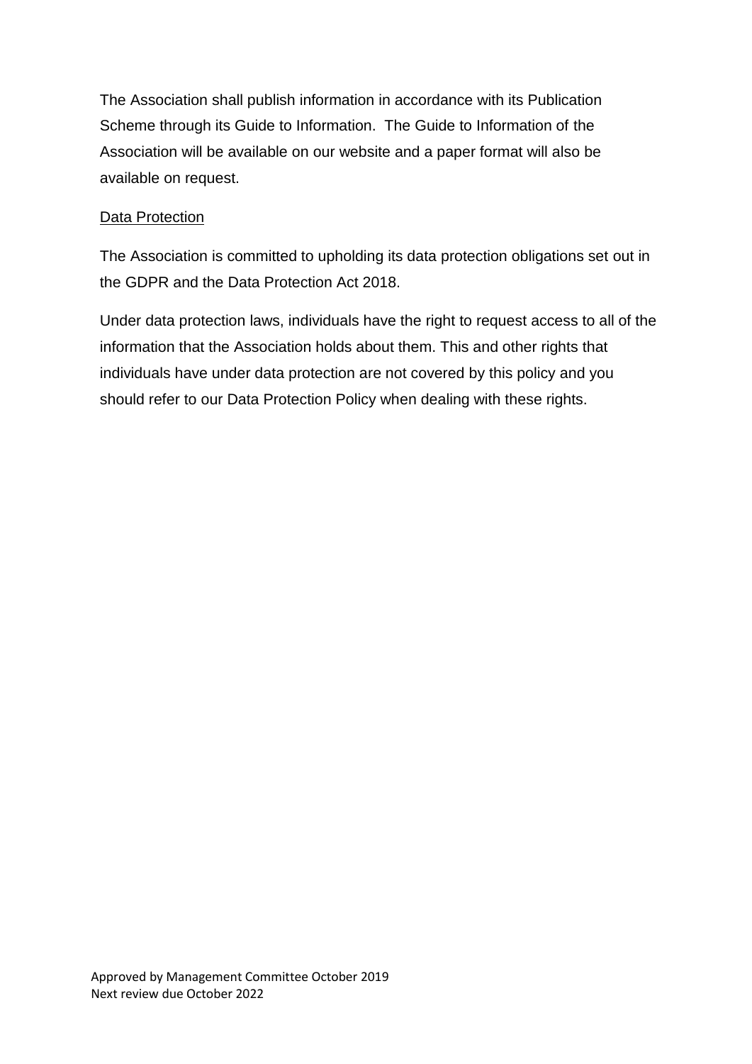The Association shall publish information in accordance with its Publication Scheme through its Guide to Information. The Guide to Information of the Association will be available on our website and a paper format will also be available on request.

## Data Protection

The Association is committed to upholding its data protection obligations set out in the GDPR and the Data Protection Act 2018.

Under data protection laws, individuals have the right to request access to all of the information that the Association holds about them. This and other rights that individuals have under data protection are not covered by this policy and you should refer to our Data Protection Policy when dealing with these rights.

Approved by Management Committee October 2019
Next review due October 2022